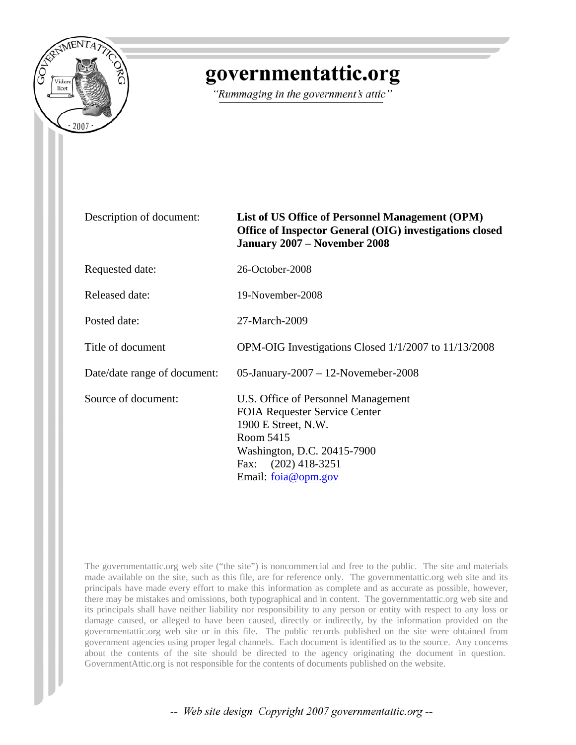# governmentattic.org

*"Rummaging in the government's attic"*

| | |
|---|---|
| Description of document: | **List of US Office of Personnel Management (OPM) Office of Inspector General (OIG) investigations closed January 2007 – November 2008** |
| Requested date: | 26-October-2008 |
| Released date: | 19-November-2008 |
| Posted date: | 27-March-2009 |
| Title of document | OPM-OIG Investigations Closed 1/1/2007 to 11/13/2008 |
| Date/date range of document: | 05-January-2007 – 12-Novemeber-2008 |
| Source of document: | U.S. Office of Personnel Management<br>FOIA Requester Service Center<br>1900 E Street, N.W.<br>Room 5415<br>Washington, D.C. 20415-7900<br>Fax: (202) 418-3251<br>Email: foia@opm.gov |

The governmentattic.org web site ("the site") is noncommercial and free to the public. The site and materials made available on the site, such as this file, are for reference only. The governmentattic.org web site and its principals have made every effort to make this information as complete and as accurate as possible, however, there may be mistakes and omissions, both typographical and in content. The governmentattic.org web site and its principals shall have neither liability nor responsibility to any person or entity with respect to any loss or damage caused, or alleged to have been caused, directly or indirectly, by the information provided on the governmentattic.org web site or in this file. The public records published on the site were obtained from government agencies using proper legal channels. Each document is identified as to the source. Any concerns about the contents of the site should be directed to the agency originating the document in question. GovernmentAttic.org is not responsible for the contents of documents published on the website.

*-- Web site design Copyright 2007 governmentattic.org --*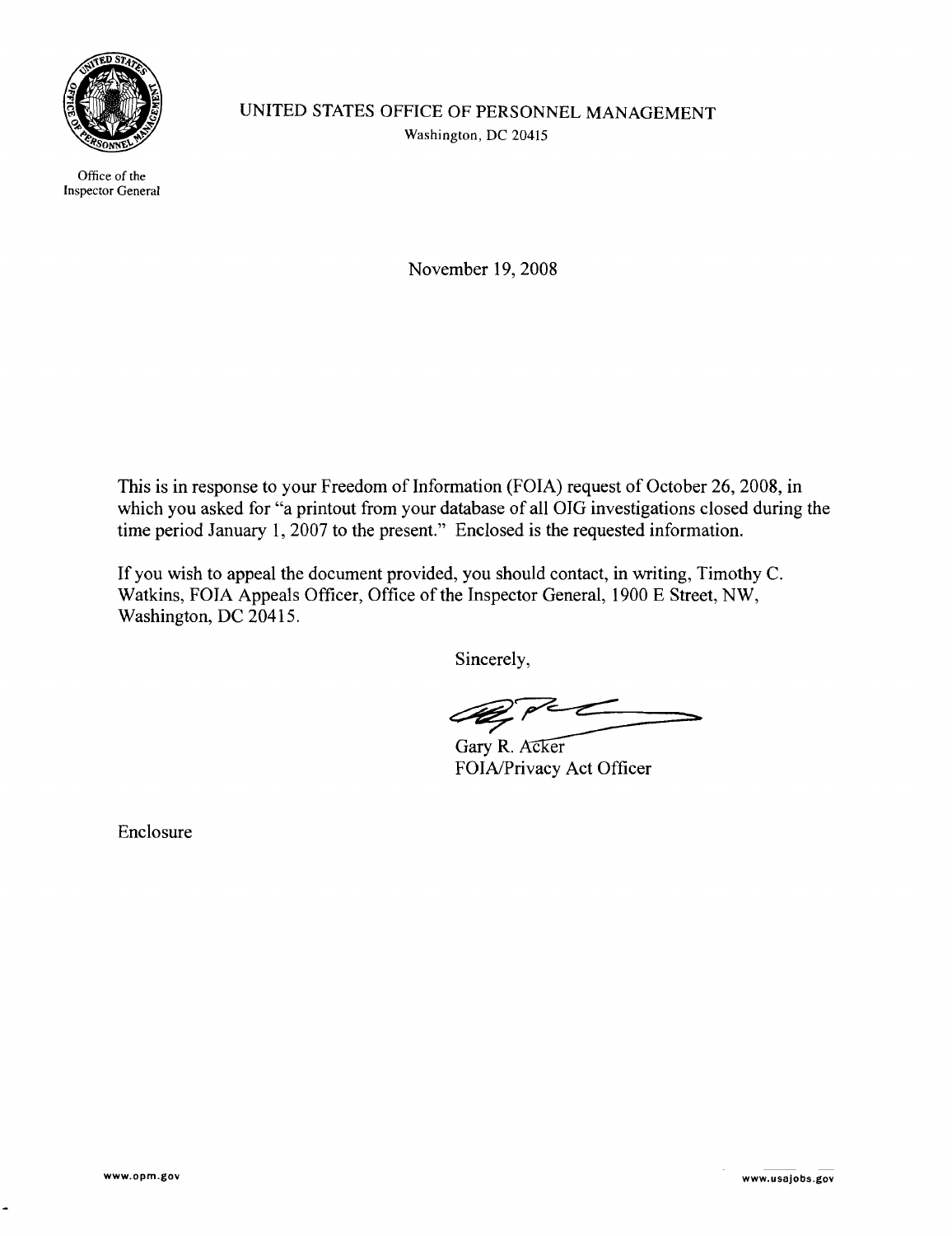UNITED STATES OFFICE OF PERSONNEL MANAGEMENT

Washington, DC 20415

Office of the Inspector General

November 19, 2008

This is in response to your Freedom of Information (FOIA) request of October 26, 2008, in which you asked for "a printout from your database of all OIG investigations closed during the time period January 1, 2007 to the present." Enclosed is the requested information.

If you wish to appeal the document provided, you should contact, in writing, Timothy C. Watkins, FOIA Appeals Officer, Office of the Inspector General, 1900 E Street, NW, Washington, DC 20415.

Sincerely,

Gary R. Acker
FOIA/Privacy Act Officer

Enclosure

www.opm.gov

www.usajobs.gov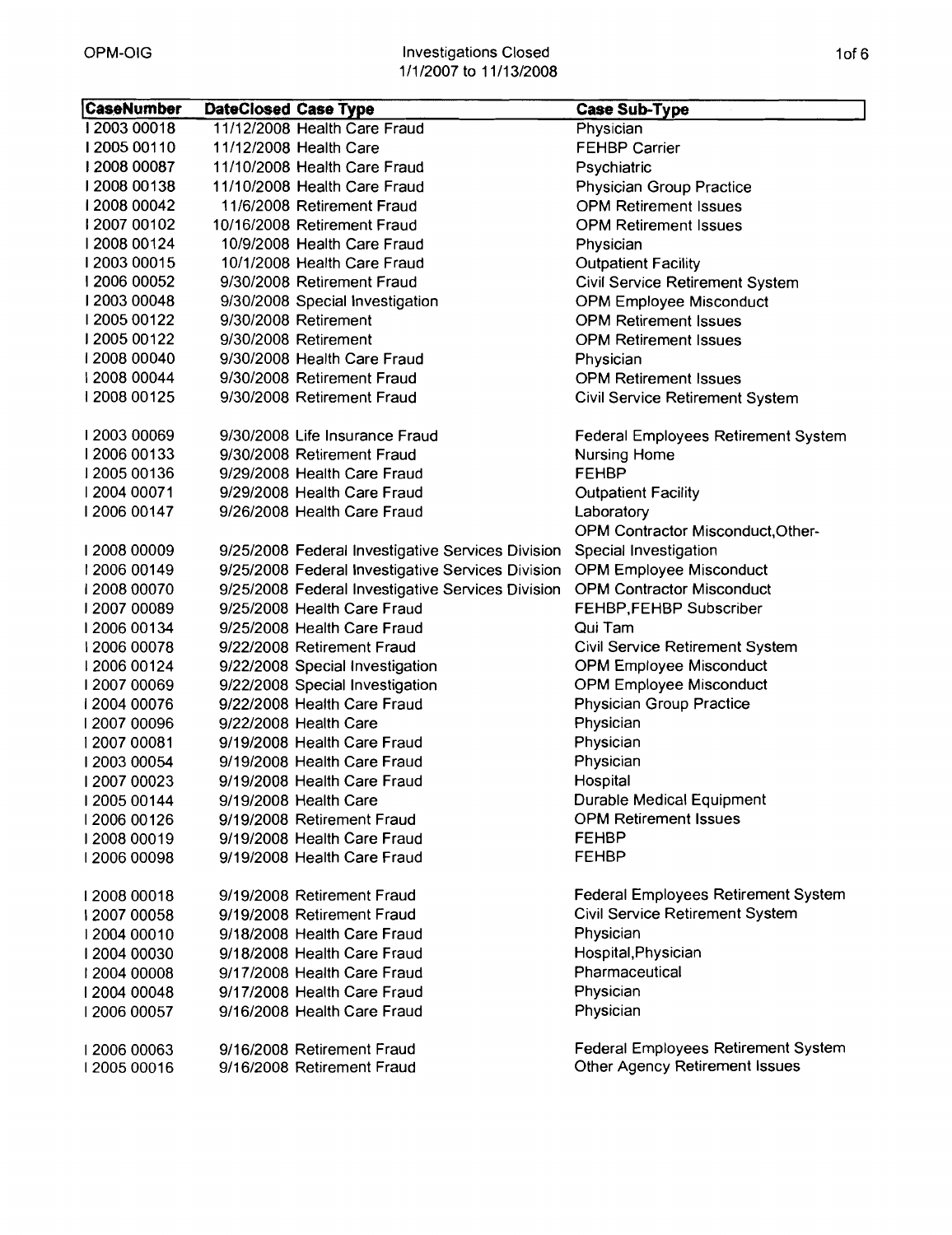## OPM-OIG

## Investigations Closed
1/1/2007 to 11/13/2008

| CaseNumber | DateClosed | Case Type | Case Sub-Type |
|---|---|---|---|
| I 2003 00018 | 11/12/2008 | Health Care Fraud | Physician |
| I 2005 00110 | 11/12/2008 | Health Care | FEHBP Carrier |
| I 2008 00087 | 11/10/2008 | Health Care Fraud | Psychiatric |
| I 2008 00138 | 11/10/2008 | Health Care Fraud | Physician Group Practice |
| I 2008 00042 | 11/6/2008 | Retirement Fraud | OPM Retirement Issues |
| I 2007 00102 | 10/16/2008 | Retirement Fraud | OPM Retirement Issues |
| I 2008 00124 | 10/9/2008 | Health Care Fraud | Physician |
| I 2003 00015 | 10/1/2008 | Health Care Fraud | Outpatient Facility |
| I 2006 00052 | 9/30/2008 | Retirement Fraud | Civil Service Retirement System |
| I 2003 00048 | 9/30/2008 | Special Investigation | OPM Employee Misconduct |
| I 2005 00122 | 9/30/2008 | Retirement | OPM Retirement Issues |
| I 2005 00122 | 9/30/2008 | Retirement | OPM Retirement Issues |
| I 2008 00040 | 9/30/2008 | Health Care Fraud | Physician |
| I 2008 00044 | 9/30/2008 | Retirement Fraud | OPM Retirement Issues |
| I 2008 00125 | 9/30/2008 | Retirement Fraud | Civil Service Retirement System |
| I 2003 00069 | 9/30/2008 | Life Insurance Fraud | Federal Employees Retirement System |
| I 2006 00133 | 9/30/2008 | Retirement Fraud | Nursing Home |
| I 2005 00136 | 9/29/2008 | Health Care Fraud | FEHBP |
| I 2004 00071 | 9/29/2008 | Health Care Fraud | Outpatient Facility |
| I 2006 00147 | 9/26/2008 | Health Care Fraud | Laboratory |
| I 2008 00009 | 9/25/2008 | Federal Investigative Services Division | OPM Contractor Misconduct,Other-Special Investigation |
| I 2006 00149 | 9/25/2008 | Federal Investigative Services Division | OPM Employee Misconduct |
| I 2008 00070 | 9/25/2008 | Federal Investigative Services Division | OPM Contractor Misconduct |
| I 2007 00089 | 9/25/2008 | Health Care Fraud | FEHBP,FEHBP Subscriber |
| I 2006 00134 | 9/25/2008 | Health Care Fraud | Qui Tam |
| I 2006 00078 | 9/22/2008 | Retirement Fraud | Civil Service Retirement System |
| I 2006 00124 | 9/22/2008 | Special Investigation | OPM Employee Misconduct |
| I 2007 00069 | 9/22/2008 | Special Investigation | OPM Employee Misconduct |
| I 2004 00076 | 9/22/2008 | Health Care Fraud | Physician Group Practice |
| I 2007 00096 | 9/22/2008 | Health Care | Physician |
| I 2007 00081 | 9/19/2008 | Health Care Fraud | Physician |
| I 2003 00054 | 9/19/2008 | Health Care Fraud | Physician |
| I 2007 00023 | 9/19/2008 | Health Care Fraud | Hospital |
| I 2005 00144 | 9/19/2008 | Health Care | Durable Medical Equipment |
| I 2006 00126 | 9/19/2008 | Retirement Fraud | OPM Retirement Issues |
| I 2008 00019 | 9/19/2008 | Health Care Fraud | FEHBP |
| I 2006 00098 | 9/19/2008 | Health Care Fraud | FEHBP |
| I 2008 00018 | 9/19/2008 | Retirement Fraud | Federal Employees Retirement System |
| I 2007 00058 | 9/19/2008 | Retirement Fraud | Civil Service Retirement System |
| I 2004 00010 | 9/18/2008 | Health Care Fraud | Physician |
| I 2004 00030 | 9/18/2008 | Health Care Fraud | Hospital,Physician |
| I 2004 00008 | 9/17/2008 | Health Care Fraud | Pharmaceutical |
| I 2004 00048 | 9/17/2008 | Health Care Fraud | Physician |
| I 2006 00057 | 9/16/2008 | Health Care Fraud | Physician |
| I 2006 00063 | 9/16/2008 | Retirement Fraud | Federal Employees Retirement System |
| I 2005 00016 | 9/16/2008 | Retirement Fraud | Other Agency Retirement Issues |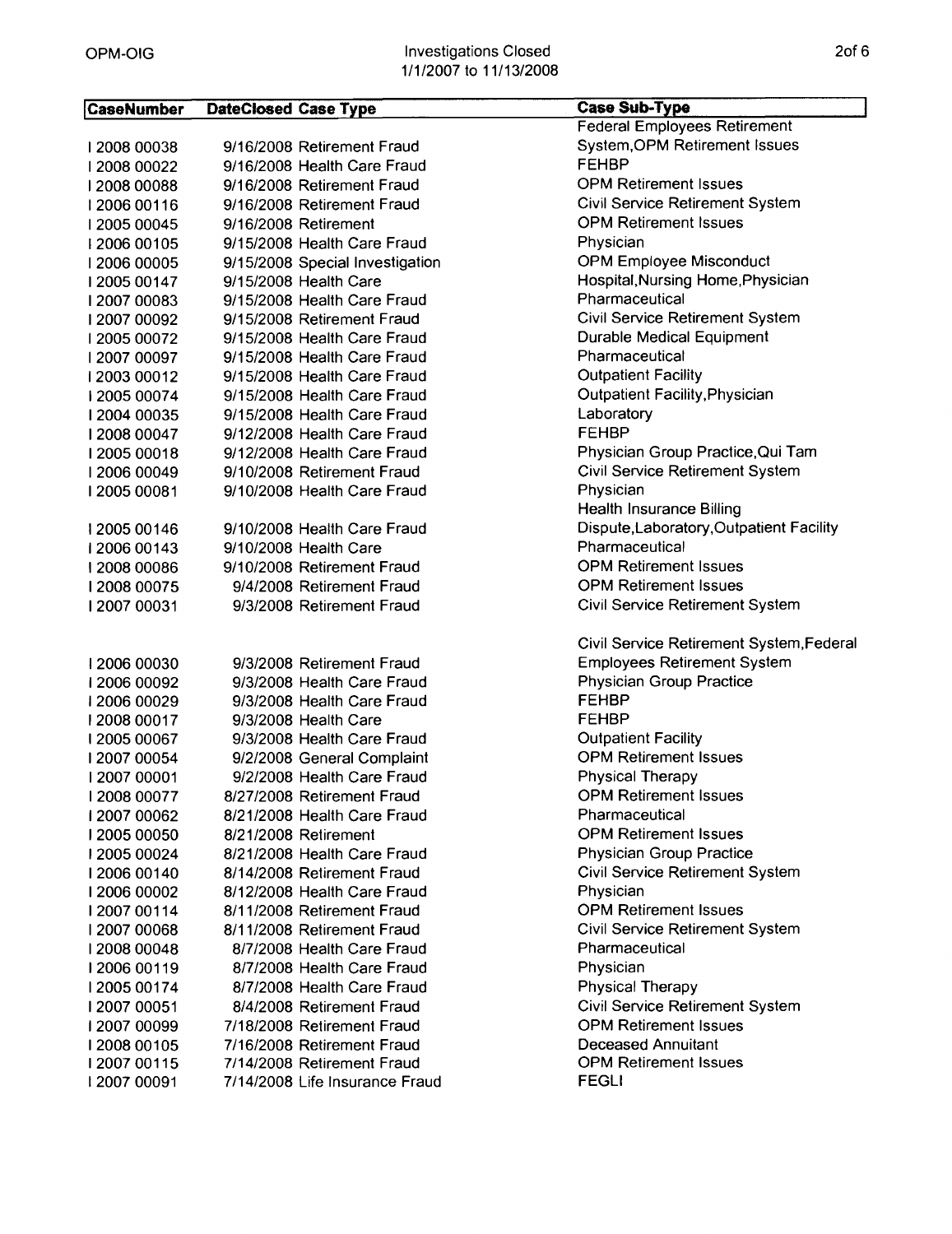| CaseNumber | DateClosed | Case Type | Case Sub-Type |
|---|---|---|---|
| I 2008 00038 | 9/16/2008 | Retirement Fraud | Federal Employees Retirement System,OPM Retirement Issues |
| I 2008 00022 | 9/16/2008 | Health Care Fraud | FEHBP |
| I 2008 00088 | 9/16/2008 | Retirement Fraud | OPM Retirement Issues |
| I 2006 00116 | 9/16/2008 | Retirement Fraud | Civil Service Retirement System |
| I 2005 00045 | 9/16/2008 | Retirement | OPM Retirement Issues |
| I 2006 00105 | 9/15/2008 | Health Care Fraud | Physician |
| I 2006 00005 | 9/15/2008 | Special Investigation | OPM Employee Misconduct |
| I 2005 00147 | 9/15/2008 | Health Care | Hospital,Nursing Home,Physician |
| I 2007 00083 | 9/15/2008 | Health Care Fraud | Pharmaceutical |
| I 2007 00092 | 9/15/2008 | Retirement Fraud | Civil Service Retirement System |
| I 2005 00072 | 9/15/2008 | Health Care Fraud | Durable Medical Equipment |
| I 2007 00097 | 9/15/2008 | Health Care Fraud | Pharmaceutical |
| I 2003 00012 | 9/15/2008 | Health Care Fraud | Outpatient Facility |
| I 2005 00074 | 9/15/2008 | Health Care Fraud | Outpatient Facility,Physician |
| I 2004 00035 | 9/15/2008 | Health Care Fraud | Laboratory |
| I 2008 00047 | 9/12/2008 | Health Care Fraud | FEHBP |
| I 2005 00018 | 9/12/2008 | Health Care Fraud | Physician Group Practice,Qui Tam |
| I 2006 00049 | 9/10/2008 | Retirement Fraud | Civil Service Retirement System |
| I 2005 00081 | 9/10/2008 | Health Care Fraud | Physician |
| I 2005 00146 | 9/10/2008 | Health Care Fraud | Health Insurance Billing Dispute,Laboratory,Outpatient Facility |
| I 2006 00143 | 9/10/2008 | Health Care | Pharmaceutical |
| I 2008 00086 | 9/10/2008 | Retirement Fraud | OPM Retirement Issues |
| I 2008 00075 | 9/4/2008 | Retirement Fraud | OPM Retirement Issues |
| I 2007 00031 | 9/3/2008 | Retirement Fraud | Civil Service Retirement System |
| I 2006 00030 | 9/3/2008 | Retirement Fraud | Civil Service Retirement System,Federal Employees Retirement System |
| I 2006 00092 | 9/3/2008 | Health Care Fraud | Physician Group Practice |
| I 2006 00029 | 9/3/2008 | Health Care Fraud | FEHBP |
| I 2008 00017 | 9/3/2008 | Health Care | FEHBP |
| I 2005 00067 | 9/3/2008 | Health Care Fraud | Outpatient Facility |
| I 2007 00054 | 9/2/2008 | General Complaint | OPM Retirement Issues |
| I 2007 00001 | 9/2/2008 | Health Care Fraud | Physical Therapy |
| I 2008 00077 | 8/27/2008 | Retirement Fraud | OPM Retirement Issues |
| I 2007 00062 | 8/21/2008 | Health Care Fraud | Pharmaceutical |
| I 2005 00050 | 8/21/2008 | Retirement | OPM Retirement Issues |
| I 2005 00024 | 8/21/2008 | Health Care Fraud | Physician Group Practice |
| I 2006 00140 | 8/14/2008 | Retirement Fraud | Civil Service Retirement System |
| I 2006 00002 | 8/12/2008 | Health Care Fraud | Physician |
| I 2007 00114 | 8/11/2008 | Retirement Fraud | OPM Retirement Issues |
| I 2007 00068 | 8/11/2008 | Retirement Fraud | Civil Service Retirement System |
| I 2008 00048 | 8/7/2008 | Health Care Fraud | Pharmaceutical |
| I 2006 00119 | 8/7/2008 | Health Care Fraud | Physician |
| I 2005 00174 | 8/7/2008 | Health Care Fraud | Physical Therapy |
| I 2007 00051 | 8/4/2008 | Retirement Fraud | Civil Service Retirement System |
| I 2007 00099 | 7/18/2008 | Retirement Fraud | OPM Retirement Issues |
| I 2008 00105 | 7/16/2008 | Retirement Fraud | Deceased Annuitant |
| I 2007 00115 | 7/14/2008 | Retirement Fraud | OPM Retirement Issues |
| I 2007 00091 | 7/14/2008 | Life Insurance Fraud | FEGLI |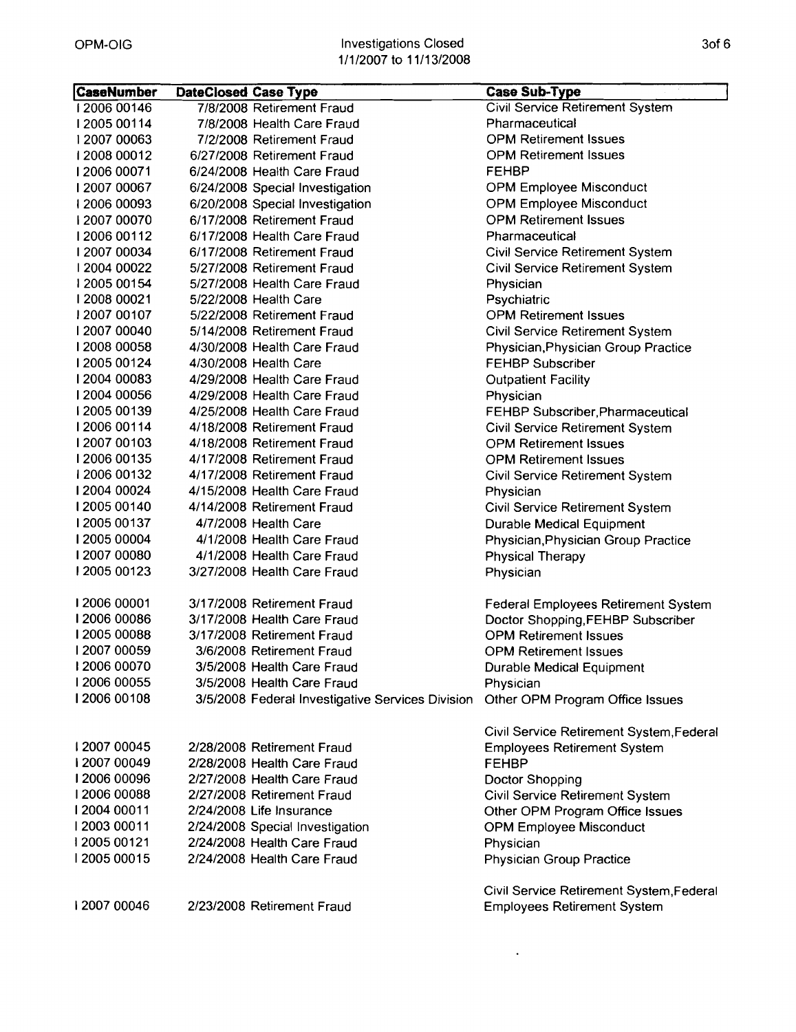| CaseNumber | DateClosed | Case Type | Case Sub-Type |
|---|---|---|---|
| I 2006 00146 | 7/8/2008 | Retirement Fraud | Civil Service Retirement System |
| I 2005 00114 | 7/8/2008 | Health Care Fraud | Pharmaceutical |
| I 2007 00063 | 7/2/2008 | Retirement Fraud | OPM Retirement Issues |
| I 2008 00012 | 6/27/2008 | Retirement Fraud | OPM Retirement Issues |
| I 2006 00071 | 6/24/2008 | Health Care Fraud | FEHBP |
| I 2007 00067 | 6/24/2008 | Special Investigation | OPM Employee Misconduct |
| I 2006 00093 | 6/20/2008 | Special Investigation | OPM Employee Misconduct |
| I 2007 00070 | 6/17/2008 | Retirement Fraud | OPM Retirement Issues |
| I 2006 00112 | 6/17/2008 | Health Care Fraud | Pharmaceutical |
| I 2007 00034 | 6/17/2008 | Retirement Fraud | Civil Service Retirement System |
| I 2004 00022 | 5/27/2008 | Retirement Fraud | Civil Service Retirement System |
| I 2005 00154 | 5/27/2008 | Health Care Fraud | Physician |
| I 2008 00021 | 5/22/2008 | Health Care | Psychiatric |
| I 2007 00107 | 5/22/2008 | Retirement Fraud | OPM Retirement Issues |
| I 2007 00040 | 5/14/2008 | Retirement Fraud | Civil Service Retirement System |
| I 2008 00058 | 4/30/2008 | Health Care Fraud | Physician,Physician Group Practice |
| I 2005 00124 | 4/30/2008 | Health Care | FEHBP Subscriber |
| I 2004 00083 | 4/29/2008 | Health Care Fraud | Outpatient Facility |
| I 2004 00056 | 4/29/2008 | Health Care Fraud | Physician |
| I 2005 00139 | 4/25/2008 | Health Care Fraud | FEHBP Subscriber,Pharmaceutical |
| I 2006 00114 | 4/18/2008 | Retirement Fraud | Civil Service Retirement System |
| I 2007 00103 | 4/18/2008 | Retirement Fraud | OPM Retirement Issues |
| I 2006 00135 | 4/17/2008 | Retirement Fraud | OPM Retirement Issues |
| I 2006 00132 | 4/17/2008 | Retirement Fraud | Civil Service Retirement System |
| I 2004 00024 | 4/15/2008 | Health Care Fraud | Physician |
| I 2005 00140 | 4/14/2008 | Retirement Fraud | Civil Service Retirement System |
| I 2005 00137 | 4/7/2008 | Health Care | Durable Medical Equipment |
| I 2005 00004 | 4/1/2008 | Health Care Fraud | Physician,Physician Group Practice |
| I 2007 00080 | 4/1/2008 | Health Care Fraud | Physical Therapy |
| I 2005 00123 | 3/27/2008 | Health Care Fraud | Physician |
| I 2006 00001 | 3/17/2008 | Retirement Fraud | Federal Employees Retirement System |
| I 2006 00086 | 3/17/2008 | Health Care Fraud | Doctor Shopping,FEHBP Subscriber |
| I 2005 00088 | 3/17/2008 | Retirement Fraud | OPM Retirement Issues |
| I 2007 00059 | 3/6/2008 | Retirement Fraud | OPM Retirement Issues |
| I 2006 00070 | 3/5/2008 | Health Care Fraud | Durable Medical Equipment |
| I 2006 00055 | 3/5/2008 | Health Care Fraud | Physician |
| I 2006 00108 | 3/5/2008 | Federal Investigative Services Division | Other OPM Program Office Issues |
| I 2007 00045 | 2/28/2008 | Retirement Fraud | Civil Service Retirement System,Federal Employees Retirement System |
| I 2007 00049 | 2/28/2008 | Health Care Fraud | FEHBP |
| I 2006 00096 | 2/27/2008 | Health Care Fraud | Doctor Shopping |
| I 2006 00088 | 2/27/2008 | Retirement Fraud | Civil Service Retirement System |
| I 2004 00011 | 2/24/2008 | Life Insurance | Other OPM Program Office Issues |
| I 2003 00011 | 2/24/2008 | Special Investigation | OPM Employee Misconduct |
| I 2005 00121 | 2/24/2008 | Health Care Fraud | Physician |
| I 2005 00015 | 2/24/2008 | Health Care Fraud | Physician Group Practice |
| I 2007 00046 | 2/23/2008 | Retirement Fraud | Civil Service Retirement System,Federal Employees Retirement System |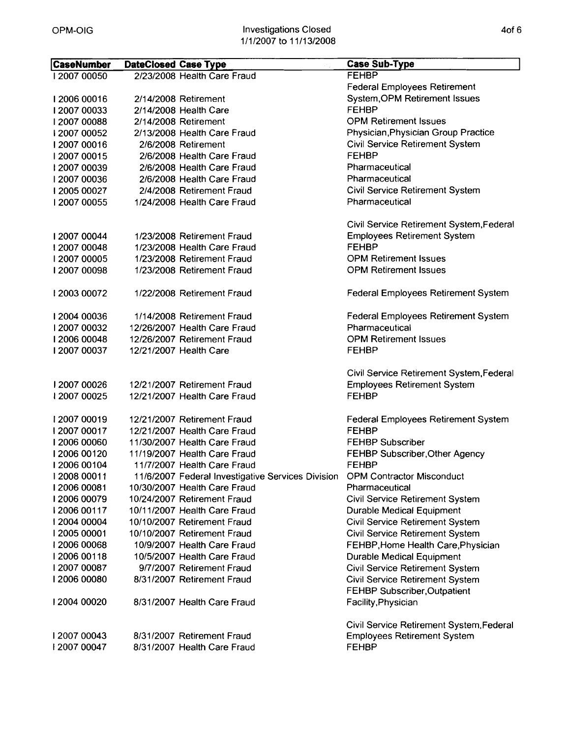| CaseNumber | DateClosed | Case Type | Case Sub-Type |
|---|---|---|---|
| I 2007 00050 | 2/23/2008 | Health Care Fraud | FEHBP |
| I 2006 00016 | 2/14/2008 | Retirement | Federal Employees Retirement System,OPM Retirement Issues |
| I 2007 00033 | 2/14/2008 | Health Care | FEHBP |
| I 2007 00088 | 2/14/2008 | Retirement | OPM Retirement Issues |
| I 2007 00052 | 2/13/2008 | Health Care Fraud | Physician,Physician Group Practice |
| I 2007 00016 | 2/6/2008 | Retirement | Civil Service Retirement System |
| I 2007 00015 | 2/6/2008 | Health Care Fraud | FEHBP |
| I 2007 00039 | 2/6/2008 | Health Care Fraud | Pharmaceutical |
| I 2007 00036 | 2/6/2008 | Health Care Fraud | Pharmaceutical |
| I 2005 00027 | 2/4/2008 | Retirement Fraud | Civil Service Retirement System |
| I 2007 00055 | 1/24/2008 | Health Care Fraud | Pharmaceutical |
| I 2007 00044 | 1/23/2008 | Retirement Fraud | Civil Service Retirement System,Federal Employees Retirement System |
| I 2007 00048 | 1/23/2008 | Health Care Fraud | FEHBP |
| I 2007 00005 | 1/23/2008 | Retirement Fraud | OPM Retirement Issues |
| I 2007 00098 | 1/23/2008 | Retirement Fraud | OPM Retirement Issues |
| I 2003 00072 | 1/22/2008 | Retirement Fraud | Federal Employees Retirement System |
| I 2004 00036 | 1/14/2008 | Retirement Fraud | Federal Employees Retirement System |
| I 2007 00032 | 12/26/2007 | Health Care Fraud | Pharmaceutical |
| I 2006 00048 | 12/26/2007 | Retirement Fraud | OPM Retirement Issues |
| I 2007 00037 | 12/21/2007 | Health Care | FEHBP |
| I 2007 00026 | 12/21/2007 | Retirement Fraud | Civil Service Retirement System,Federal Employees Retirement System |
| I 2007 00025 | 12/21/2007 | Health Care Fraud | FEHBP |
| I 2007 00019 | 12/21/2007 | Retirement Fraud | Federal Employees Retirement System |
| I 2007 00017 | 12/21/2007 | Health Care Fraud | FEHBP |
| I 2006 00060 | 11/30/2007 | Health Care Fraud | FEHBP Subscriber |
| I 2006 00120 | 11/19/2007 | Health Care Fraud | FEHBP Subscriber,Other Agency |
| I 2006 00104 | 11/7/2007 | Health Care Fraud | FEHBP |
| I 2008 00011 | 11/6/2007 | Federal Investigative Services Division | OPM Contractor Misconduct |
| I 2006 00081 | 10/30/2007 | Health Care Fraud | Pharmaceutical |
| I 2006 00079 | 10/24/2007 | Retirement Fraud | Civil Service Retirement System |
| I 2006 00117 | 10/11/2007 | Health Care Fraud | Durable Medical Equipment |
| I 2004 00004 | 10/10/2007 | Retirement Fraud | Civil Service Retirement System |
| I 2005 00001 | 10/10/2007 | Retirement Fraud | Civil Service Retirement System |
| I 2006 00068 | 10/9/2007 | Health Care Fraud | FEHBP,Home Health Care,Physician |
| I 2006 00118 | 10/5/2007 | Health Care Fraud | Durable Medical Equipment |
| I 2007 00087 | 9/7/2007 | Retirement Fraud | Civil Service Retirement System |
| I 2006 00080 | 8/31/2007 | Retirement Fraud | Civil Service Retirement System |
| I 2004 00020 | 8/31/2007 | Health Care Fraud | FEHBP Subscriber,Outpatient Facility,Physician |
| I 2007 00043 | 8/31/2007 | Retirement Fraud | Civil Service Retirement System,Federal Employees Retirement System |
| I 2007 00047 | 8/31/2007 | Health Care Fraud | FEHBP |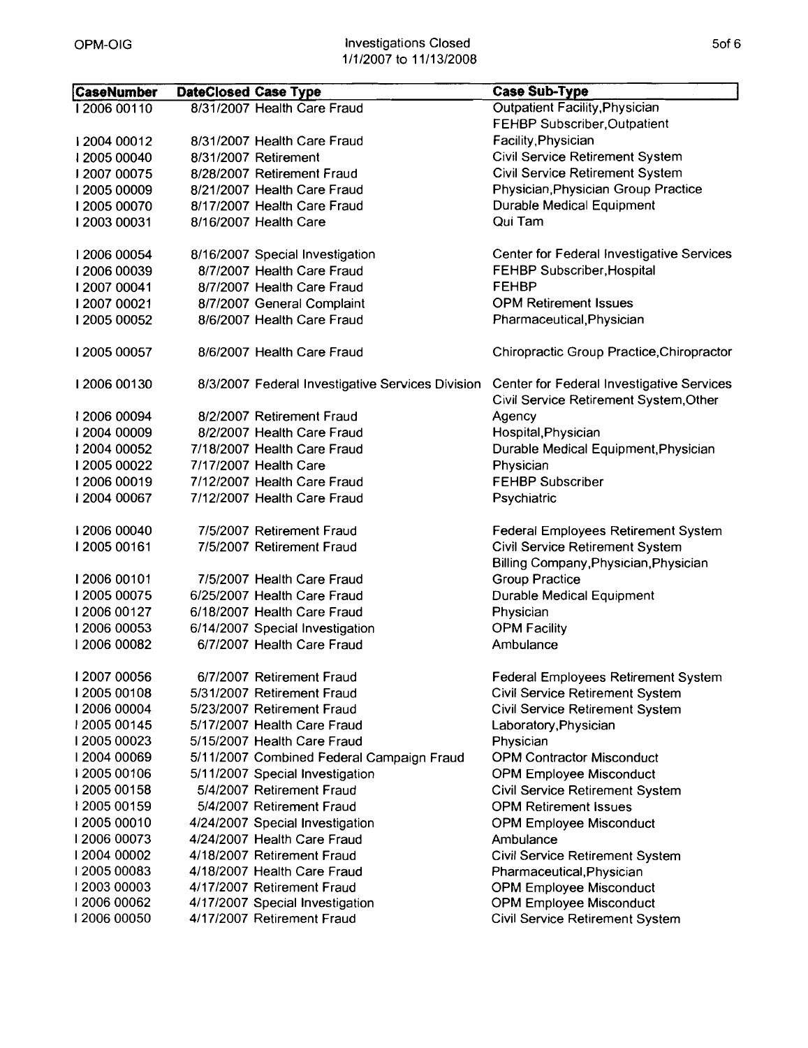| CaseNumber | DateClosed | Case Type | Case Sub-Type |
|---|---|---|---|
| I 2006 00110 | 8/31/2007 | Health Care Fraud | Outpatient Facility,Physician |
| I 2004 00012 | 8/31/2007 | Health Care Fraud | FEHBP Subscriber,Outpatient Facility,Physician |
| I 2005 00040 | 8/31/2007 | Retirement | Civil Service Retirement System |
| I 2007 00075 | 8/28/2007 | Retirement Fraud | Civil Service Retirement System |
| I 2005 00009 | 8/21/2007 | Health Care Fraud | Physician,Physician Group Practice |
| I 2005 00070 | 8/17/2007 | Health Care Fraud | Durable Medical Equipment |
| I 2003 00031 | 8/16/2007 | Health Care | Qui Tam |
| I 2006 00054 | 8/16/2007 | Special Investigation | Center for Federal Investigative Services |
| I 2006 00039 | 8/7/2007 | Health Care Fraud | FEHBP Subscriber,Hospital |
| I 2007 00041 | 8/7/2007 | Health Care Fraud | FEHBP |
| I 2007 00021 | 8/7/2007 | General Complaint | OPM Retirement Issues |
| I 2005 00052 | 8/6/2007 | Health Care Fraud | Pharmaceutical,Physician |
| I 2005 00057 | 8/6/2007 | Health Care Fraud | Chiropractic Group Practice,Chiropractor |
| I 2006 00130 | 8/3/2007 | Federal Investigative Services Division | Center for Federal Investigative Services |
| I 2006 00094 | 8/2/2007 | Retirement Fraud | Civil Service Retirement System,Other Agency |
| I 2004 00009 | 8/2/2007 | Health Care Fraud | Hospital,Physician |
| I 2004 00052 | 7/18/2007 | Health Care Fraud | Durable Medical Equipment,Physician |
| I 2005 00022 | 7/17/2007 | Health Care | Physician |
| I 2006 00019 | 7/12/2007 | Health Care Fraud | FEHBP Subscriber |
| I 2004 00067 | 7/12/2007 | Health Care Fraud | Psychiatric |
| I 2006 00040 | 7/5/2007 | Retirement Fraud | Federal Employees Retirement System |
| I 2005 00161 | 7/5/2007 | Retirement Fraud | Civil Service Retirement System |
| I 2006 00101 | 7/5/2007 | Health Care Fraud | Billing Company,Physician,Physician Group Practice |
| I 2005 00075 | 6/25/2007 | Health Care Fraud | Durable Medical Equipment |
| I 2006 00127 | 6/18/2007 | Health Care Fraud | Physician |
| I 2006 00053 | 6/14/2007 | Special Investigation | OPM Facility |
| I 2006 00082 | 6/7/2007 | Health Care Fraud | Ambulance |
| I 2007 00056 | 6/7/2007 | Retirement Fraud | Federal Employees Retirement System |
| I 2005 00108 | 5/31/2007 | Retirement Fraud | Civil Service Retirement System |
| I 2006 00004 | 5/23/2007 | Retirement Fraud | Civil Service Retirement System |
| I 2005 00145 | 5/17/2007 | Health Care Fraud | Laboratory,Physician |
| I 2005 00023 | 5/15/2007 | Health Care Fraud | Physician |
| I 2004 00069 | 5/11/2007 | Combined Federal Campaign Fraud | OPM Contractor Misconduct |
| I 2005 00106 | 5/11/2007 | Special Investigation | OPM Employee Misconduct |
| I 2005 00158 | 5/4/2007 | Retirement Fraud | Civil Service Retirement System |
| I 2005 00159 | 5/4/2007 | Retirement Fraud | OPM Retirement Issues |
| I 2005 00010 | 4/24/2007 | Special Investigation | OPM Employee Misconduct |
| I 2006 00073 | 4/24/2007 | Health Care Fraud | Ambulance |
| I 2004 00002 | 4/18/2007 | Retirement Fraud | Civil Service Retirement System |
| I 2005 00083 | 4/18/2007 | Health Care Fraud | Pharmaceutical,Physician |
| I 2003 00003 | 4/17/2007 | Retirement Fraud | OPM Employee Misconduct |
| I 2006 00062 | 4/17/2007 | Special Investigation | OPM Employee Misconduct |
| I 2006 00050 | 4/17/2007 | Retirement Fraud | Civil Service Retirement System |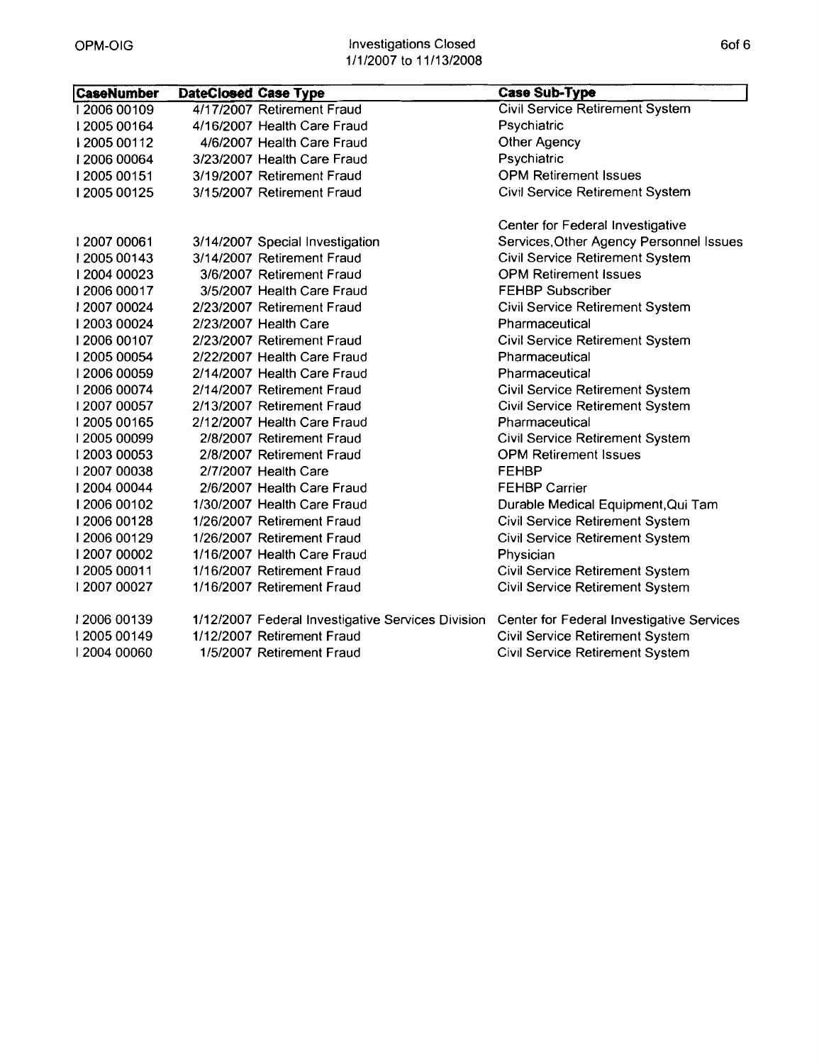| CaseNumber | DateClosed | Case Type | Case Sub-Type |
|---|---|---|---|
| I 2006 00109 | 4/17/2007 | Retirement Fraud | Civil Service Retirement System |
| I 2005 00164 | 4/16/2007 | Health Care Fraud | Psychiatric |
| I 2005 00112 | 4/6/2007 | Health Care Fraud | Other Agency |
| I 2006 00064 | 3/23/2007 | Health Care Fraud | Psychiatric |
| I 2005 00151 | 3/19/2007 | Retirement Fraud | OPM Retirement Issues |
| I 2005 00125 | 3/15/2007 | Retirement Fraud | Civil Service Retirement System |
| I 2007 00061 | 3/14/2007 | Special Investigation | Center for Federal Investigative Services,Other Agency Personnel Issues |
| I 2005 00143 | 3/14/2007 | Retirement Fraud | Civil Service Retirement System |
| I 2004 00023 | 3/6/2007 | Retirement Fraud | OPM Retirement Issues |
| I 2006 00017 | 3/5/2007 | Health Care Fraud | FEHBP Subscriber |
| I 2007 00024 | 2/23/2007 | Retirement Fraud | Civil Service Retirement System |
| I 2003 00024 | 2/23/2007 | Health Care | Pharmaceutical |
| I 2006 00107 | 2/23/2007 | Retirement Fraud | Civil Service Retirement System |
| I 2005 00054 | 2/22/2007 | Health Care Fraud | Pharmaceutical |
| I 2006 00059 | 2/14/2007 | Health Care Fraud | Pharmaceutical |
| I 2006 00074 | 2/14/2007 | Retirement Fraud | Civil Service Retirement System |
| I 2007 00057 | 2/13/2007 | Retirement Fraud | Civil Service Retirement System |
| I 2005 00165 | 2/12/2007 | Health Care Fraud | Pharmaceutical |
| I 2005 00099 | 2/8/2007 | Retirement Fraud | Civil Service Retirement System |
| I 2003 00053 | 2/8/2007 | Retirement Fraud | OPM Retirement Issues |
| I 2007 00038 | 2/7/2007 | Health Care | FEHBP |
| I 2004 00044 | 2/6/2007 | Health Care Fraud | FEHBP Carrier |
| I 2006 00102 | 1/30/2007 | Health Care Fraud | Durable Medical Equipment,Qui Tam |
| I 2006 00128 | 1/26/2007 | Retirement Fraud | Civil Service Retirement System |
| I 2006 00129 | 1/26/2007 | Retirement Fraud | Civil Service Retirement System |
| I 2007 00002 | 1/16/2007 | Health Care Fraud | Physician |
| I 2005 00011 | 1/16/2007 | Retirement Fraud | Civil Service Retirement System |
| I 2007 00027 | 1/16/2007 | Retirement Fraud | Civil Service Retirement System |
| I 2006 00139 | 1/12/2007 | Federal Investigative Services Division | Center for Federal Investigative Services |
| I 2005 00149 | 1/12/2007 | Retirement Fraud | Civil Service Retirement System |
| I 2004 00060 | 1/5/2007 | Retirement Fraud | Civil Service Retirement System |